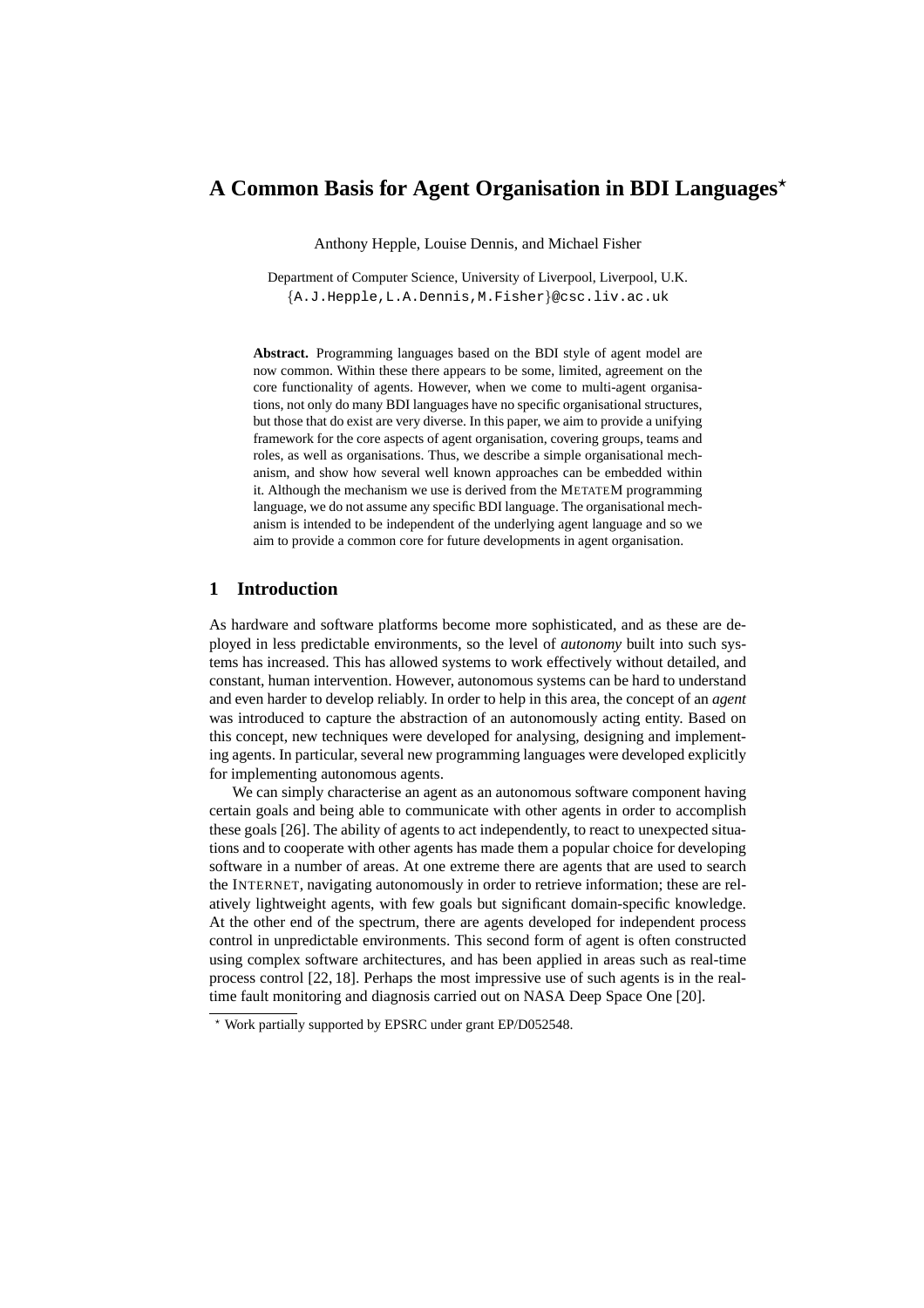# A Common Basis for Agent Organisation in BDI Languages*

Anthony Hepple, Louise Dennis, and Michael Fisher

Department of Computer Science, University of Liverpool, Liverpool, U.K.
{A.J.Hepple,L.A.Dennis,M.Fisher}@csc.liv.ac.uk

**Abstract.** Programming languages based on the BDI style of agent model are now common. Within these there appears to be some, limited, agreement on the core functionality of agents. However, when we come to multi-agent organisations, not only do many BDI languages have no specific organisational structures, but those that do exist are very diverse. In this paper, we aim to provide a unifying framework for the core aspects of agent organisation, covering groups, teams and roles, as well as organisations. Thus, we describe a simple organisational mechanism, and show how several well known approaches can be embedded within it. Although the mechanism we use is derived from the METATEM programming language, we do not assume any specific BDI language. The organisational mechanism is intended to be independent of the underlying agent language and so we aim to provide a common core for future developments in agent organisation.

## 1 Introduction

As hardware and software platforms become more sophisticated, and as these are deployed in less predictable environments, so the level of *autonomy* built into such systems has increased. This has allowed systems to work effectively without detailed, and constant, human intervention. However, autonomous systems can be hard to understand and even harder to develop reliably. In order to help in this area, the concept of an *agent* was introduced to capture the abstraction of an autonomously acting entity. Based on this concept, new techniques were developed for analysing, designing and implementing agents. In particular, several new programming languages were developed explicitly for implementing autonomous agents.

We can simply characterise an agent as an autonomous software component having certain goals and being able to communicate with other agents in order to accomplish these goals [26]. The ability of agents to act independently, to react to unexpected situations and to cooperate with other agents has made them a popular choice for developing software in a number of areas. At one extreme there are agents that are used to search the INTERNET, navigating autonomously in order to retrieve information; these are relatively lightweight agents, with few goals but significant domain-specific knowledge. At the other end of the spectrum, there are agents developed for independent process control in unpredictable environments. This second form of agent is often constructed using complex software architectures, and has been applied in areas such as real-time process control [22, 18]. Perhaps the most impressive use of such agents is in the real-time fault monitoring and diagnosis carried out on NASA Deep Space One [20].

* Work partially supported by EPSRC under grant EP/D052548.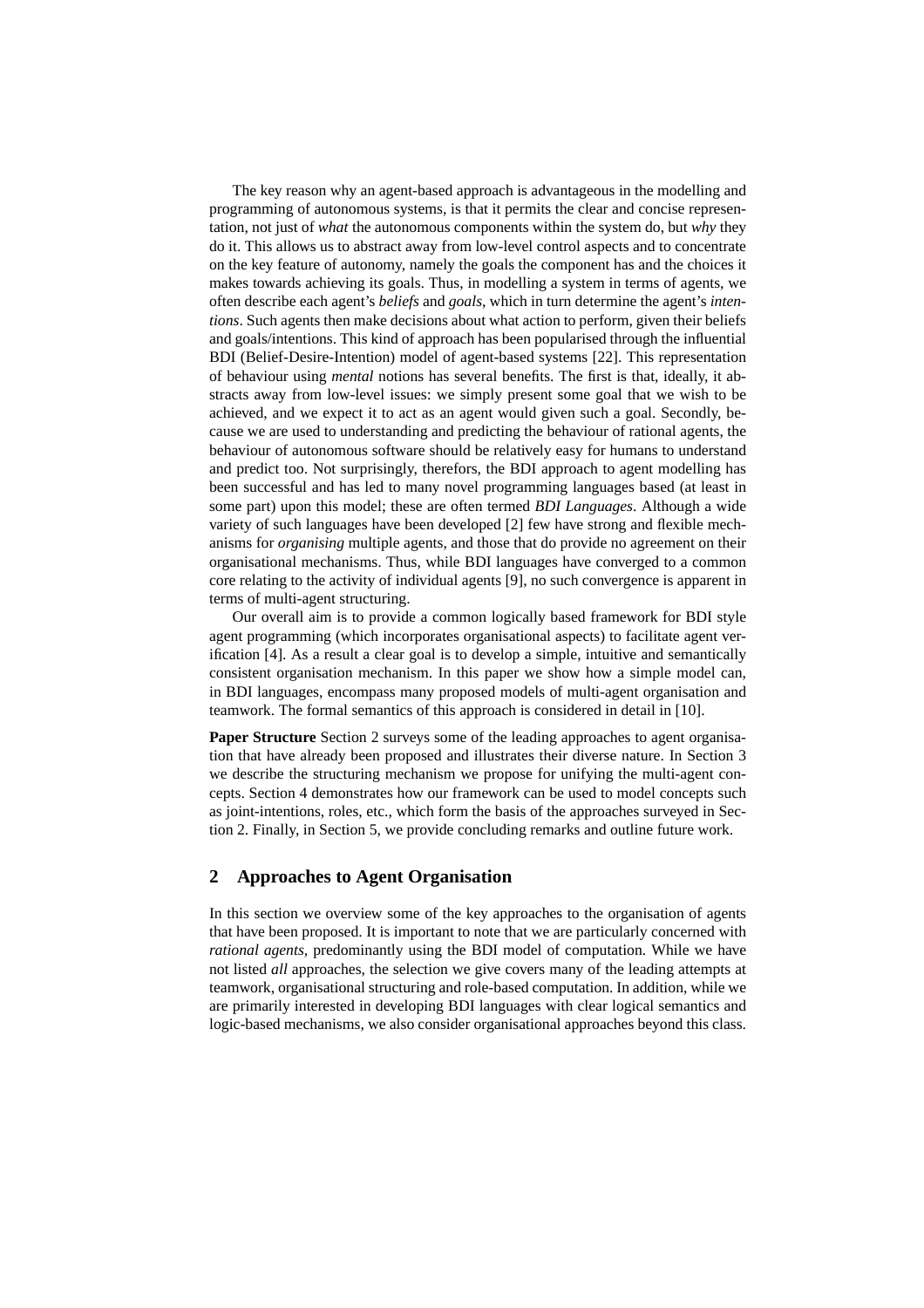The key reason why an agent-based approach is advantageous in the modelling and programming of autonomous systems, is that it permits the clear and concise representation, not just of *what* the autonomous components within the system do, but *why* they do it. This allows us to abstract away from low-level control aspects and to concentrate on the key feature of autonomy, namely the goals the component has and the choices it makes towards achieving its goals. Thus, in modelling a system in terms of agents, we often describe each agent's *beliefs* and *goals*, which in turn determine the agent's *intentions*. Such agents then make decisions about what action to perform, given their beliefs and goals/intentions. This kind of approach has been popularised through the influential BDI (Belief-Desire-Intention) model of agent-based systems [22]. This representation of behaviour using *mental* notions has several benefits. The first is that, ideally, it abstracts away from low-level issues: we simply present some goal that we wish to be achieved, and we expect it to act as an agent would given such a goal. Secondly, because we are used to understanding and predicting the behaviour of rational agents, the behaviour of autonomous software should be relatively easy for humans to understand and predict too. Not surprisingly, therefore, the BDI approach to agent modelling has been successful and has led to many novel programming languages based (at least in some part) upon this model; these are often termed *BDI Languages*. Although a wide variety of such languages have been developed [2] few have strong and flexible mechanisms for *organising* multiple agents, and those that do provide no agreement on their organisational mechanisms. Thus, while BDI languages have converged to a common core relating to the activity of individual agents [9], no such convergence is apparent in terms of multi-agent structuring.

Our overall aim is to provide a common logically based framework for BDI style agent programming (which incorporates organisational aspects) to facilitate agent verification [4]. As a result a clear goal is to develop a simple, intuitive and semantically consistent organisation mechanism. In this paper we show how a simple model can, in BDI languages, encompass many proposed models of multi-agent organisation and teamwork. The formal semantics of this approach is considered in detail in [10].

**Paper Structure** Section 2 surveys some of the leading approaches to agent organisation that have already been proposed and illustrates their diverse nature. In Section 3 we describe the structuring mechanism we propose for unifying the multi-agent concepts. Section 4 demonstrates how our framework can be used to model concepts such as joint-intentions, roles, etc., which form the basis of the approaches surveyed in Section 2. Finally, in Section 5, we provide concluding remarks and outline future work.

## 2 Approaches to Agent Organisation

In this section we overview some of the key approaches to the organisation of agents that have been proposed. It is important to note that we are particularly concerned with *rational agents*, predominantly using the BDI model of computation. While we have not listed *all* approaches, the selection we give covers many of the leading attempts at teamwork, organisational structuring and role-based computation. In addition, while we are primarily interested in developing BDI languages with clear logical semantics and logic-based mechanisms, we also consider organisational approaches beyond this class.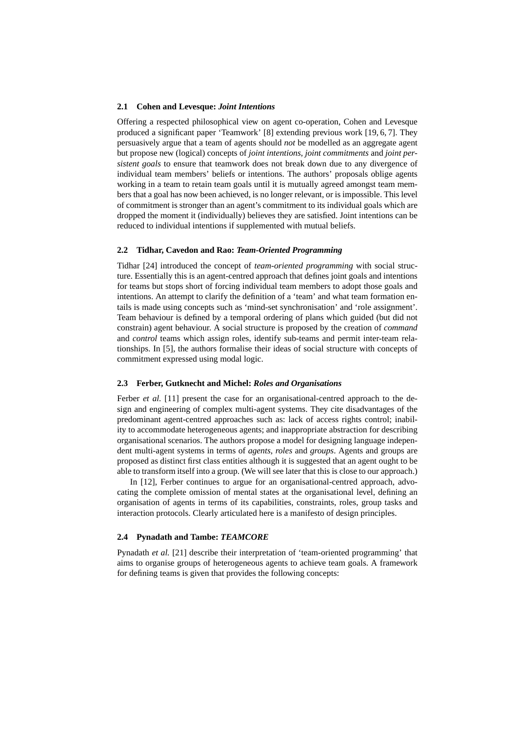### 2.1 Cohen and Levesque: *Joint Intentions*

Offering a respected philosophical view on agent co-operation, Cohen and Levesque produced a significant paper 'Teamwork' [8] extending previous work [19, 6, 7]. They persuasively argue that a team of agents should *not* be modelled as an aggregate agent but propose new (logical) concepts of *joint intentions*, *joint commitments* and *joint persistent goals* to ensure that teamwork does not break down due to any divergence of individual team members' beliefs or intentions. The authors' proposals oblige agents working in a team to retain team goals until it is mutually agreed amongst team members that a goal has now been achieved, is no longer relevant, or is impossible. This level of commitment is stronger than an agent's commitment to its individual goals which are dropped the moment it (individually) believes they are satisfied. Joint intentions can be reduced to individual intentions if supplemented with mutual beliefs.

### 2.2 Tidhar, Cavedon and Rao: *Team-Oriented Programming*

Tidhar [24] introduced the concept of *team-oriented programming* with social structure. Essentially this is an agent-centred approach that defines joint goals and intentions for teams but stops short of forcing individual team members to adopt those goals and intentions. An attempt to clarify the definition of a 'team' and what team formation entails is made using concepts such as 'mind-set synchronisation' and 'role assignment'. Team behaviour is defined by a temporal ordering of plans which guided (but did not constrain) agent behaviour. A social structure is proposed by the creation of *command* and *control* teams which assign roles, identify sub-teams and permit inter-team relationships. In [5], the authors formalise their ideas of social structure with concepts of commitment expressed using modal logic.

### 2.3 Ferber, Gutknecht and Michel: *Roles and Organisations*

Ferber *et al.* [11] present the case for an organisational-centred approach to the design and engineering of complex multi-agent systems. They cite disadvantages of the predominant agent-centred approaches such as: lack of access rights control; inability to accommodate heterogeneous agents; and inappropriate abstraction for describing organisational scenarios. The authors propose a model for designing language independent multi-agent systems in terms of *agents*, *roles* and *groups*. Agents and groups are proposed as distinct first class entities although it is suggested that an agent ought to be able to transform itself into a group. (We will see later that this is close to our approach.)

In [12], Ferber continues to argue for an organisational-centred approach, advocating the complete omission of mental states at the organisational level, defining an organisation of agents in terms of its capabilities, constraints, roles, group tasks and interaction protocols. Clearly articulated here is a manifesto of design principles.

### 2.4 Pynadath and Tambe: *TEAMCORE*

Pynadath *et al.* [21] describe their interpretation of 'team-oriented programming' that aims to organise groups of heterogeneous agents to achieve team goals. A framework for defining teams is given that provides the following concepts: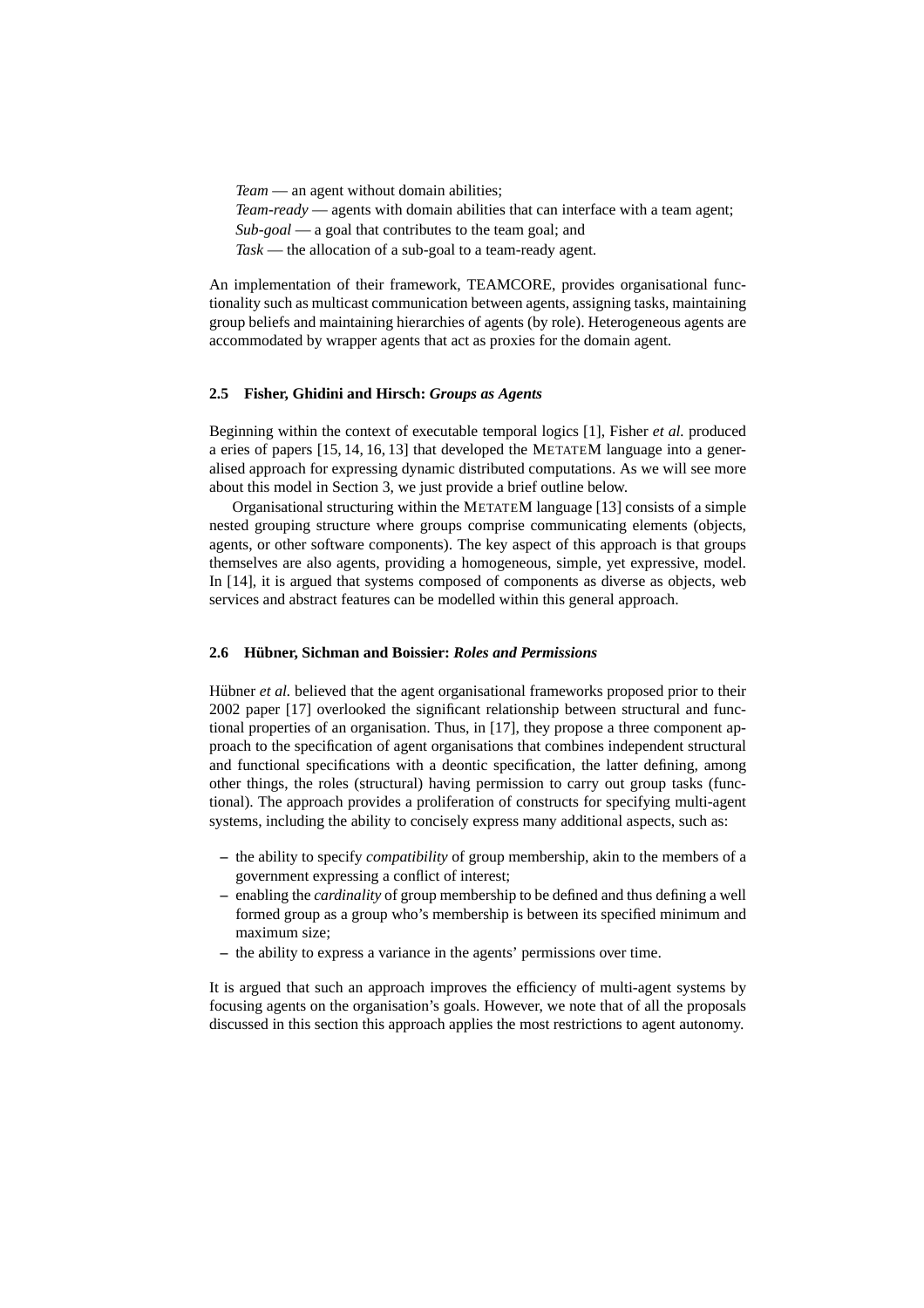*Team* — an agent without domain abilities;
*Team-ready* — agents with domain abilities that can interface with a team agent;
*Sub-goal* — a goal that contributes to the team goal; and
*Task* — the allocation of a sub-goal to a team-ready agent.

An implementation of their framework, TEAMCORE, provides organisational functionality such as multicast communication between agents, assigning tasks, maintaining group beliefs and maintaining hierarchies of agents (by role). Heterogeneous agents are accommodated by wrapper agents that act as proxies for the domain agent.

### 2.5 Fisher, Ghidini and Hirsch: *Groups as Agents*

Beginning within the context of executable temporal logics [1], Fisher *et al.* produced a eries of papers [15, 14, 16, 13] that developed the METATEM language into a generalised approach for expressing dynamic distributed computations. As we will see more about this model in Section 3, we just provide a brief outline below.

Organisational structuring within the METATEM language [13] consists of a simple nested grouping structure where groups comprise communicating elements (objects, agents, or other software components). The key aspect of this approach is that groups themselves are also agents, providing a homogeneous, simple, yet expressive, model. In [14], it is argued that systems composed of components as diverse as objects, web services and abstract features can be modelled within this general approach.

### 2.6 Hübner, Sichman and Boissier: *Roles and Permissions*

Hübner *et al.* believed that the agent organisational frameworks proposed prior to their 2002 paper [17] overlooked the significant relationship between structural and functional properties of an organisation. Thus, in [17], they propose a three component approach to the specification of agent organisations that combines independent structural and functional specifications with a deontic specification, the latter defining, among other things, the roles (structural) having permission to carry out group tasks (functional). The approach provides a proliferation of constructs for specifying multi-agent systems, including the ability to concisely express many additional aspects, such as:

- the ability to specify *compatibility* of group membership, akin to the members of a government expressing a conflict of interest;
- enabling the *cardinality* of group membership to be defined and thus defining a well formed group as a group who's membership is between its specified minimum and maximum size;
- the ability to express a variance in the agents' permissions over time.

It is argued that such an approach improves the efficiency of multi-agent systems by focusing agents on the organisation's goals. However, we note that of all the proposals discussed in this section this approach applies the most restrictions to agent autonomy.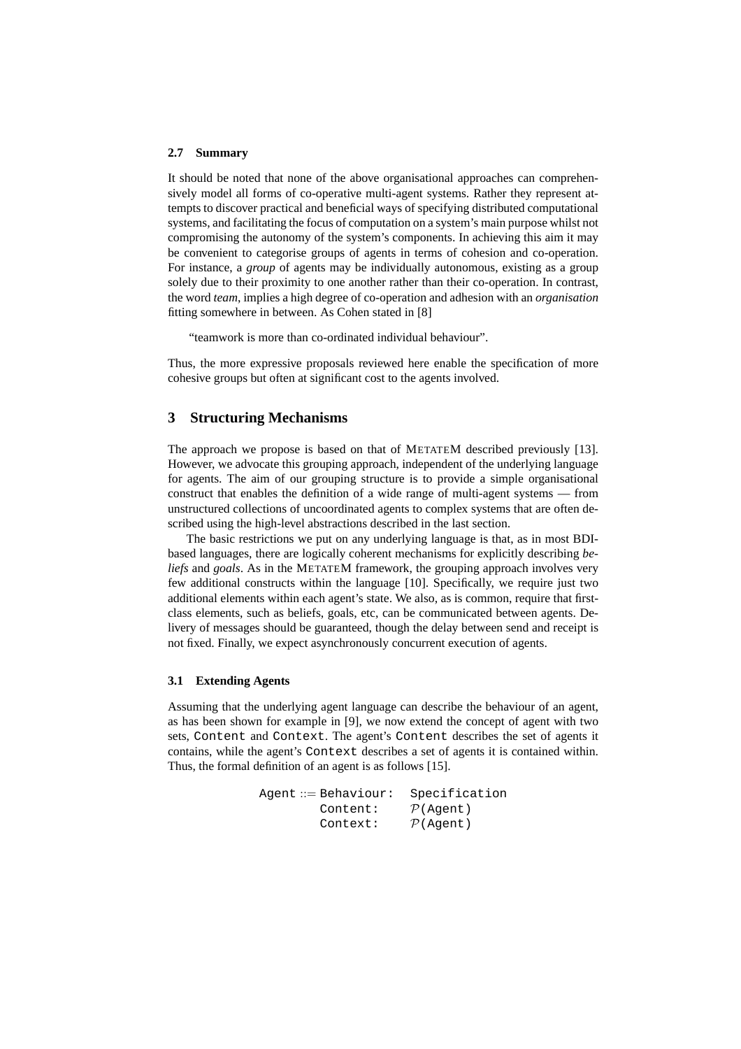### 2.7 Summary

It should be noted that none of the above organisational approaches can comprehensively model all forms of co-operative multi-agent systems. Rather they represent attempts to discover practical and beneficial ways of specifying distributed computational systems, and facilitating the focus of computation on a system's main purpose whilst not compromising the autonomy of the system's components. In achieving this aim it may be convenient to categorise groups of agents in terms of cohesion and co-operation. For instance, a *group* of agents may be individually autonomous, existing as a group solely due to their proximity to one another rather than their co-operation. In contrast, the word *team*, implies a high degree of co-operation and adhesion with an *organisation* fitting somewhere in between. As Cohen stated in [8]

> "teamwork is more than co-ordinated individual behaviour".

Thus, the more expressive proposals reviewed here enable the specification of more cohesive groups but often at significant cost to the agents involved.

## 3 Structuring Mechanisms

The approach we propose is based on that of METATEM described previously [13]. However, we advocate this grouping approach, independent of the underlying language for agents. The aim of our grouping structure is to provide a simple organisational construct that enables the definition of a wide range of multi-agent systems — from unstructured collections of uncoordinated agents to complex systems that are often described using the high-level abstractions described in the last section.

The basic restrictions we put on any underlying language is that, as in most BDI-based languages, there are logically coherent mechanisms for explicitly describing *beliefs* and *goals*. As in the METATEM framework, the grouping approach involves very few additional constructs within the language [10]. Specifically, we require just two additional elements within each agent's state. We also, as is common, require that first-class elements, such as beliefs, goals, etc, can be communicated between agents. Delivery of messages should be guaranteed, though the delay between send and receipt is not fixed. Finally, we expect asynchronously concurrent execution of agents.

### 3.1 Extending Agents

Assuming that the underlying agent language can describe the behaviour of an agent, as has been shown for example in [9], we now extend the concept of agent with two sets, `Content` and `Context`. The agent's `Content` describes the set of agents it contains, while the agent's `Context` describes a set of agents it is contained within. Thus, the formal definition of an agent is as follows [15].

```
Agent ::= Behaviour:  Specification
          Content:    P(Agent)
          Context:    P(Agent)
```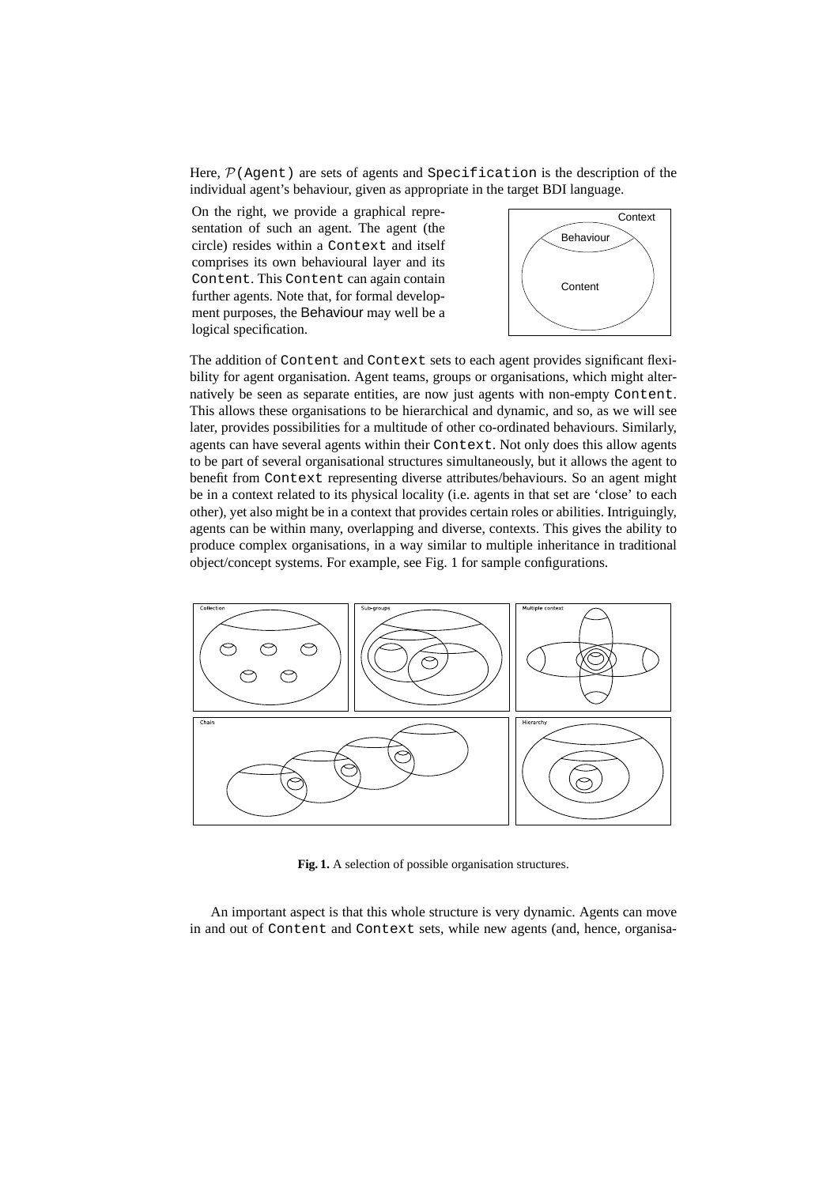Here, $\mathcal{P}$(Agent) are sets of agents and Specification is the description of the individual agent's behaviour, given as appropriate in the target BDI language.

On the right, we provide a graphical representation of such an agent. The agent (the circle) resides within a Context and itself comprises its own behavioural layer and its Content. This Content can again contain further agents. Note that, for formal development purposes, the Behaviour may well be a logical specification.

The addition of Content and Context sets to each agent provides significant flexibility for agent organisation. Agent teams, groups or organisations, which might alternatively be seen as separate entities, are now just agents with non-empty Content. This allows these organisations to be hierarchical and dynamic, and so, as we will see later, provides possibilities for a multitude of other co-ordinated behaviours. Similarly, agents can have several agents within their Context. Not only does this allow agents to be part of several organisational structures simultaneously, but it allows the agent to benefit from Context representing diverse attributes/behaviours. So an agent might be in a context related to its physical locality (i.e. agents in that set are 'close' to each other), yet also might be in a context that provides certain roles or abilities. Intriguingly, agents can be within many, overlapping and diverse, contexts. This gives the ability to produce complex organisations, in a way similar to multiple inheritance in traditional object/concept systems. For example, see Fig. 1 for sample configurations.

**Fig. 1.** A selection of possible organisation structures.

An important aspect is that this whole structure is very dynamic. Agents can move in and out of Content and Context sets, while new agents (and, hence, organisa-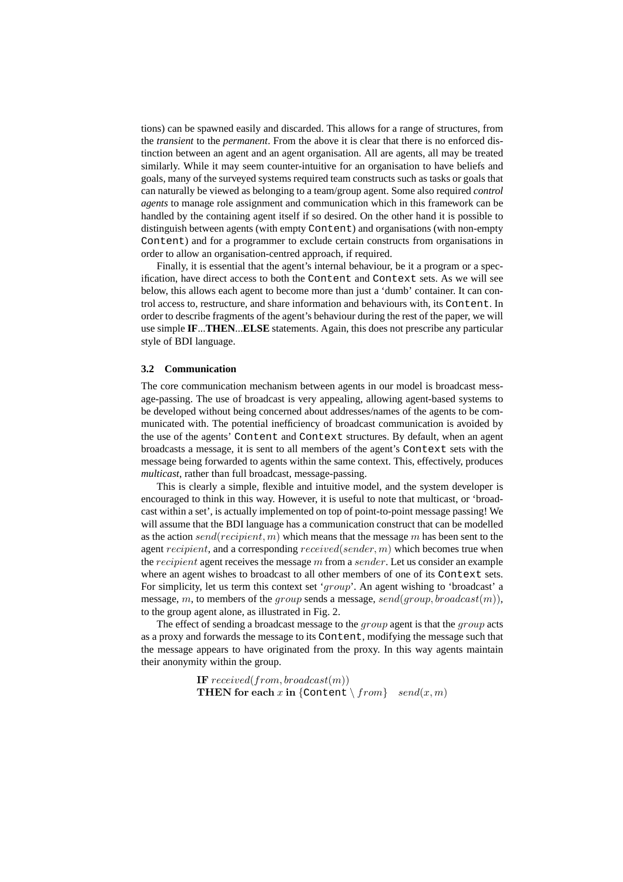tions) can be spawned easily and discarded. This allows for a range of structures, from the *transient* to the *permanent*. From the above it is clear that there is no enforced distinction between an agent and an agent organisation. All are agents, all may be treated similarly. While it may seem counter-intuitive for an organisation to have beliefs and goals, many of the surveyed systems required team constructs such as tasks or goals that can naturally be viewed as belonging to a team/group agent. Some also required *control agents* to manage role assignment and communication which in this framework can be handled by the containing agent itself if so desired. On the other hand it is possible to distinguish between agents (with empty `Content`) and organisations (with non-empty `Content`) and for a programmer to exclude certain constructs from organisations in order to allow an organisation-centred approach, if required.

Finally, it is essential that the agent's internal behaviour, be it a program or a specification, have direct access to both the `Content` and `Context` sets. As we will see below, this allows each agent to become more than just a 'dumb' container. It can control access to, restructure, and share information and behaviours with, its `Content`. In order to describe fragments of the agent's behaviour during the rest of the paper, we will use simple **IF**...**THEN**...**ELSE** statements. Again, this does not prescribe any particular style of BDI language.

### 3.2 Communication

The core communication mechanism between agents in our model is broadcast message-passing. The use of broadcast is very appealing, allowing agent-based systems to be developed without being concerned about addresses/names of the agents to be communicated with. The potential inefficiency of broadcast communication is avoided by the use of the agents' `Content` and `Context` structures. By default, when an agent broadcasts a message, it is sent to all members of the agent's `Context` sets with the message being forwarded to agents within the same context. This, effectively, produces *multicast*, rather than full broadcast, message-passing.

This is clearly a simple, flexible and intuitive model, and the system developer is encouraged to think in this way. However, it is useful to note that multicast, or 'broadcast within a set', is actually implemented on top of point-to-point message passing! We will assume that the BDI language has a communication construct that can be modelled as the action $send(recipient, m)$ which means that the message $m$ has been sent to the agent $recipient$, and a corresponding $received(sender, m)$ which becomes true when the $recipient$ agent receives the message $m$ from a $sender$. Let us consider an example where an agent wishes to broadcast to all other members of one of its `Context` sets. For simplicity, let us term this context set '$group$'. An agent wishing to 'broadcast' a message, $m$, to members of the $group$ sends a message, $send(group, broadcast(m))$, to the group agent alone, as illustrated in Fig. 2.

The effect of sending a broadcast message to the $group$ agent is that the $group$ acts as a proxy and forwards the message to its `Content`, modifying the message such that the message appears to have originated from the proxy. In this way agents maintain their anonymity within the group.

**IF** $received(from, broadcast(m))$
**THEN for each** $x$ **in** $\{\texttt{Content} \setminus from\}$ $\quad send(x, m)$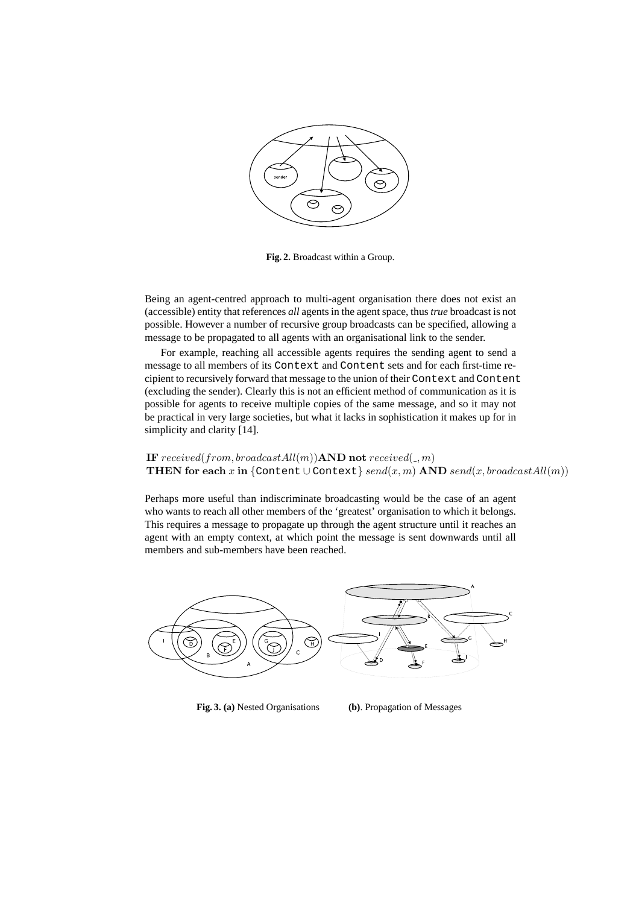**Fig. 2.** Broadcast within a Group.

Being an agent-centred approach to multi-agent organisation there does not exist an (accessible) entity that references *all* agents in the agent space, thus *true* broadcast is not possible. However a number of recursive group broadcasts can be specified, allowing a message to be propagated to all agents with an organisational link to the sender.

For example, reaching all accessible agents requires the sending agent to send a message to all members of its `Context` and `Content` sets and for each first-time recipient to recursively forward that message to the union of their `Context` and `Content` (excluding the sender). Clearly this is not an efficient method of communication as it is possible for agents to receive multiple copies of the same message, and so it may not be practical in very large societies, but what it lacks in sophistication it makes up for in simplicity and clarity [14].

$$\textbf{IF } \mathit{received}(\mathit{from}, \mathit{broadcastAll}(m)) \textbf{AND not } \mathit{received}(\_, m)$$
$$\textbf{THEN for each } x \textbf{ in } \{\texttt{Content} \cup \texttt{Context}\} \ \mathit{send}(x, m) \textbf{ AND } \mathit{send}(x, \mathit{broadcastAll}(m))$$

Perhaps more useful than indiscriminate broadcasting would be the case of an agent who wants to reach all other members of the 'greatest' organisation to which it belongs. This requires a message to propagate up through the agent structure until it reaches an agent with an empty context, at which point the message is sent downwards until all members and sub-members have been reached.

**Fig. 3. (a)** Nested Organisations **(b)**. Propagation of Messages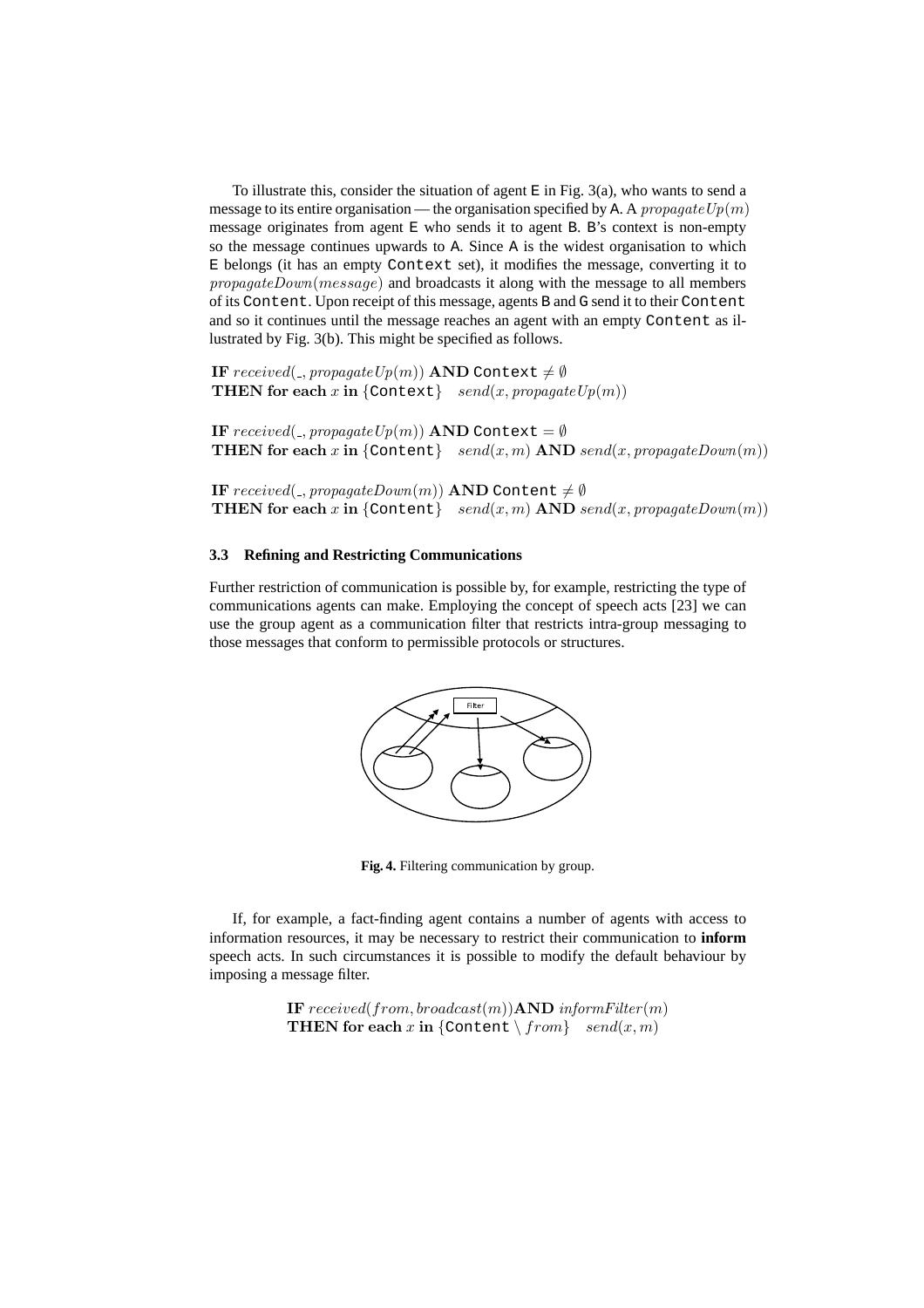To illustrate this, consider the situation of agent E in Fig. 3(a), who wants to send a message to its entire organisation — the organisation specified by A. A $propagateUp(m)$ message originates from agent E who sends it to agent B. B's context is non-empty so the message continues upwards to A. Since A is the widest organisation to which E belongs (it has an empty Context set), it modifies the message, converting it to $propagateDown(message)$ and broadcasts it along with the message to all members of its Content. Upon receipt of this message, agents B and G send it to their Content and so it continues until the message reaches an agent with an empty Content as illustrated by Fig. 3(b). This might be specified as follows.

$$
\begin{aligned}
&\textbf{IF } received(\_, propagateUp(m)) \textbf{ AND } \texttt{Context} \neq \emptyset \\
&\textbf{THEN for each } x \textbf{ in } \{\texttt{Context}\} \quad send(x, propagateUp(m))
\end{aligned}
$$

$$
\begin{aligned}
&\textbf{IF } received(\_, propagateUp(m)) \textbf{ AND } \texttt{Context} = \emptyset \\
&\textbf{THEN for each } x \textbf{ in } \{\texttt{Content}\} \quad send(x, m) \textbf{ AND } send(x, propagateDown(m))
\end{aligned}
$$

$$
\begin{aligned}
&\textbf{IF } received(\_, propagateDown(m)) \textbf{ AND } \texttt{Content} \neq \emptyset \\
&\textbf{THEN for each } x \textbf{ in } \{\texttt{Content}\} \quad send(x, m) \textbf{ AND } send(x, propagateDown(m))
\end{aligned}
$$

### 3.3 Refining and Restricting Communications

Further restriction of communication is possible by, for example, restricting the type of communications agents can make. Employing the concept of speech acts [23] we can use the group agent as a communication filter that restricts intra-group messaging to those messages that conform to permissible protocols or structures.

**Fig. 4.** Filtering communication by group.

If, for example, a fact-finding agent contains a number of agents with access to information resources, it may be necessary to restrict their communication to **inform** speech acts. In such circumstances it is possible to modify the default behaviour by imposing a message filter.

$$
\begin{aligned}
&\textbf{IF } received(from, broadcast(m)) \textbf{AND } informFilter(m) \\
&\textbf{THEN for each } x \textbf{ in } \{\texttt{Content} \setminus from\} \quad send(x, m)
\end{aligned}
$$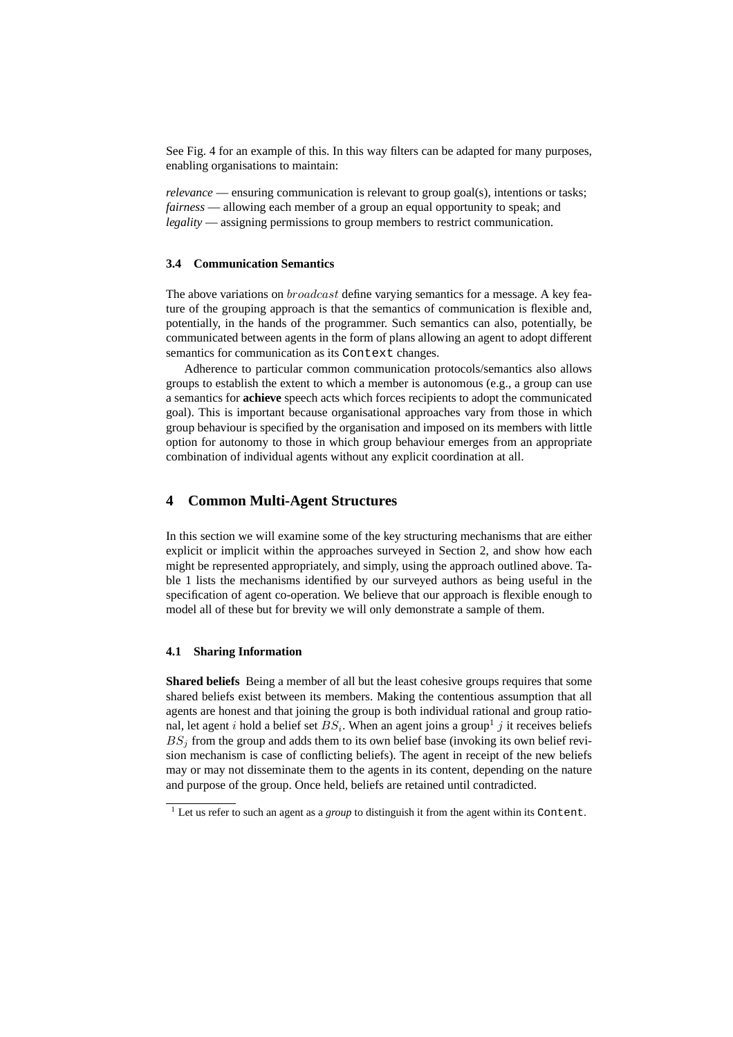See Fig. 4 for an example of this. In this way filters can be adapted for many purposes, enabling organisations to maintain:

*relevance* — ensuring communication is relevant to group goal(s), intentions or tasks;
*fairness* — allowing each member of a group an equal opportunity to speak; and
*legality* — assigning permissions to group members to restrict communication.

### 3.4 Communication Semantics

The above variations on $broadcast$ define varying semantics for a message. A key feature of the grouping approach is that the semantics of communication is flexible and, potentially, in the hands of the programmer. Such semantics can also, potentially, be communicated between agents in the form of plans allowing an agent to adopt different semantics for communication as its `Context` changes.

Adherence to particular common communication protocols/semantics also allows groups to establish the extent to which a member is autonomous (e.g., a group can use a semantics for **achieve** speech acts which forces recipients to adopt the communicated goal). This is important because organisational approaches vary from those in which group behaviour is specified by the organisation and imposed on its members with little option for autonomy to those in which group behaviour emerges from an appropriate combination of individual agents without any explicit coordination at all.

## 4 Common Multi-Agent Structures

In this section we will examine some of the key structuring mechanisms that are either explicit or implicit within the approaches surveyed in Section 2, and show how each might be represented appropriately, and simply, using the approach outlined above. Table 1 lists the mechanisms identified by our surveyed authors as being useful in the specification of agent co-operation. We believe that our approach is flexible enough to model all of these but for brevity we will only demonstrate a sample of them.

### 4.1 Sharing Information

**Shared beliefs** Being a member of all but the least cohesive groups requires that some shared beliefs exist between its members. Making the contentious assumption that all agents are honest and that joining the group is both individual rational and group rational, let agent $i$ hold a belief set $BS_i$. When an agent joins a group[1] $j$ it receives beliefs $BS_j$ from the group and adds them to its own belief base (invoking its own belief revision mechanism is case of conflicting beliefs). The agent in receipt of the new beliefs may or may not disseminate them to the agents in its content, depending on the nature and purpose of the group. Once held, beliefs are retained until contradicted.

[1] Let us refer to such an agent as a *group* to distinguish it from the agent within its `Content`.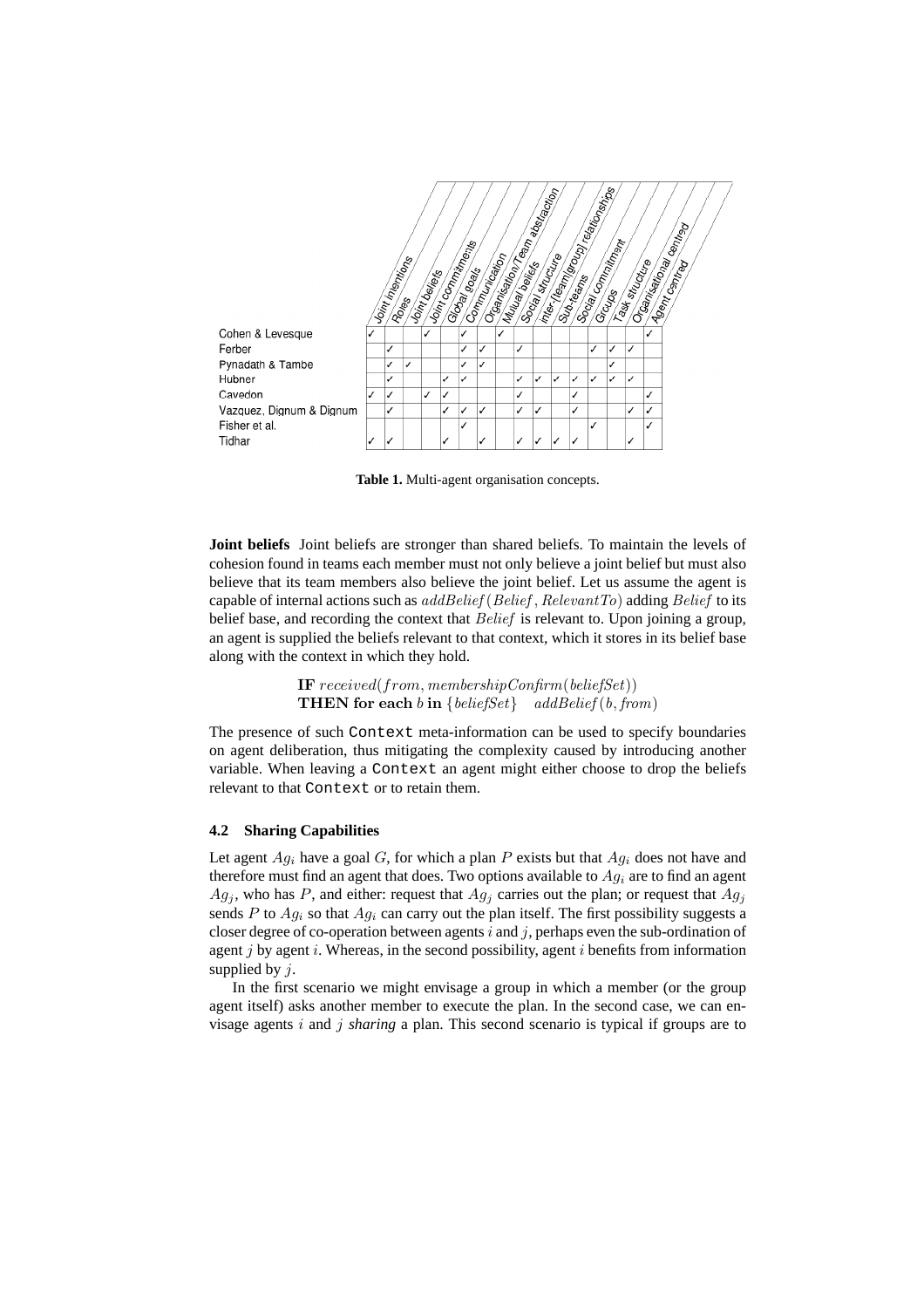| | Joint intentions | Roles | Joint beliefs | Joint commitments | Global goals | Communication | Organisation/Team abstraction | Mutual beliefs | Social structure | inter-[team\|group] relationships | Sub-teams | Social commitment | Groups | Task structure | Organisational centred | Agent centred |
|---|---|---|---|---|---|---|---|---|---|---|---|---|---|---|---|---|
| Cohen & Levesque | ✓ | | | ✓ | | ✓ | | ✓ | | | | | | | | ✓ |
| Ferber | | ✓ | | | | ✓ | ✓ | | ✓ | | | | ✓ | ✓ | ✓ | |
| Pynadath & Tambe | | ✓ | ✓ | | | ✓ | ✓ | | | | | | | ✓ | | |
| Hubner | | ✓ | | | ✓ | ✓ | | | ✓ | ✓ | ✓ | ✓ | ✓ | ✓ | ✓ | |
| Cavedon | ✓ | ✓ | | ✓ | ✓ | | | | ✓ | | | ✓ | | | | ✓ |
| Vazquez, Dignum & Dignum | | ✓ | | | ✓ | ✓ | ✓ | | ✓ | ✓ | | ✓ | | | ✓ | ✓ |
| Fisher et al. | | | | | | ✓ | | | | | | | ✓ | | | ✓ |
| Tidhar | ✓ | ✓ | | | ✓ | | ✓ | | ✓ | ✓ | ✓ | ✓ | | | ✓ | |

**Table 1.** Multi-agent organisation concepts.

**Joint beliefs** Joint beliefs are stronger than shared beliefs. To maintain the levels of cohesion found in teams each member must not only believe a joint belief but must also believe that its team members also believe the joint belief. Let us assume the agent is capable of internal actions such as $addBelief(Belief, RelevantTo)$ adding $Belief$ to its belief base, and recording the context that $Belief$ is relevant to. Upon joining a group, an agent is supplied the beliefs relevant to that context, which it stores in its belief base along with the context in which they hold.

$$\begin{array}{l}\textbf{IF } received(from, membershipConfirm(beliefSet)) \\ \textbf{THEN for each } b \textbf{ in } \{beliefSet\} \quad addBelief(b, from)\end{array}$$

The presence of such `Context` meta-information can be used to specify boundaries on agent deliberation, thus mitigating the complexity caused by introducing another variable. When leaving a `Context` an agent might either choose to drop the beliefs relevant to that `Context` or to retain them.

### 4.2 Sharing Capabilities

Let agent $Ag_i$ have a goal $G$, for which a plan $P$ exists but that $Ag_i$ does not have and therefore must find an agent that does. Two options available to $Ag_i$ are to find an agent $Ag_j$, who has $P$, and either: request that $Ag_j$ carries out the plan; or request that $Ag_j$ sends $P$ to $Ag_i$ so that $Ag_i$ can carry out the plan itself. The first possibility suggests a closer degree of co-operation between agents $i$ and $j$, perhaps even the sub-ordination of agent $j$ by agent $i$. Whereas, in the second possibility, agent $i$ benefits from information supplied by $j$.

In the first scenario we might envisage a group in which a member (or the group agent itself) asks another member to execute the plan. In the second case, we can envisage agents $i$ and $j$ *sharing* a plan. This second scenario is typical if groups are to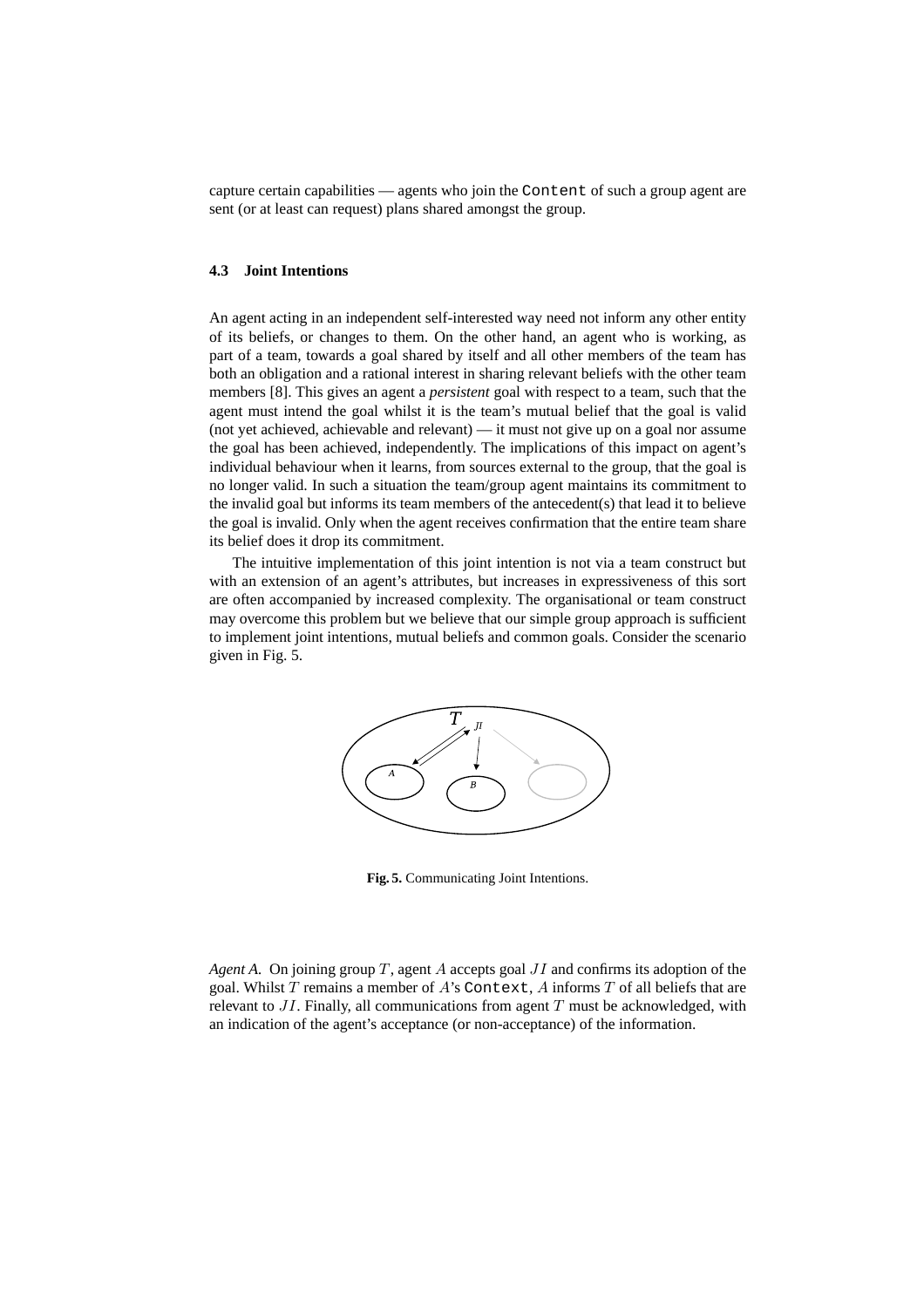capture certain capabilities — agents who join the `Content` of such a group agent are sent (or at least can request) plans shared amongst the group.

### 4.3 Joint Intentions

An agent acting in an independent self-interested way need not inform any other entity of its beliefs, or changes to them. On the other hand, an agent who is working, as part of a team, towards a goal shared by itself and all other members of the team has both an obligation and a rational interest in sharing relevant beliefs with the other team members [8]. This gives an agent a *persistent* goal with respect to a team, such that the agent must intend the goal whilst it is the team's mutual belief that the goal is valid (not yet achieved, achievable and relevant) — it must not give up on a goal nor assume the goal has been achieved, independently. The implications of this impact on agent's individual behaviour when it learns, from sources external to the group, that the goal is no longer valid. In such a situation the team/group agent maintains its commitment to the invalid goal but informs its team members of the antecedent(s) that lead it to believe the goal is invalid. Only when the agent receives confirmation that the entire team share its belief does it drop its commitment.

The intuitive implementation of this joint intention is not via a team construct but with an extension of an agent's attributes, but increases in expressiveness of this sort are often accompanied by increased complexity. The organisational or team construct may overcome this problem but we believe that our simple group approach is sufficient to implement joint intentions, mutual beliefs and common goals. Consider the scenario given in Fig. 5.

T
JI
A
B

**Fig. 5.** Communicating Joint Intentions.

*Agent A.* On joining group $T$, agent $A$ accepts goal $JI$ and confirms its adoption of the goal. Whilst $T$ remains a member of $A$'s `Context`, $A$ informs $T$ of all beliefs that are relevant to $JI$. Finally, all communications from agent $T$ must be acknowledged, with an indication of the agent's acceptance (or non-acceptance) of the information.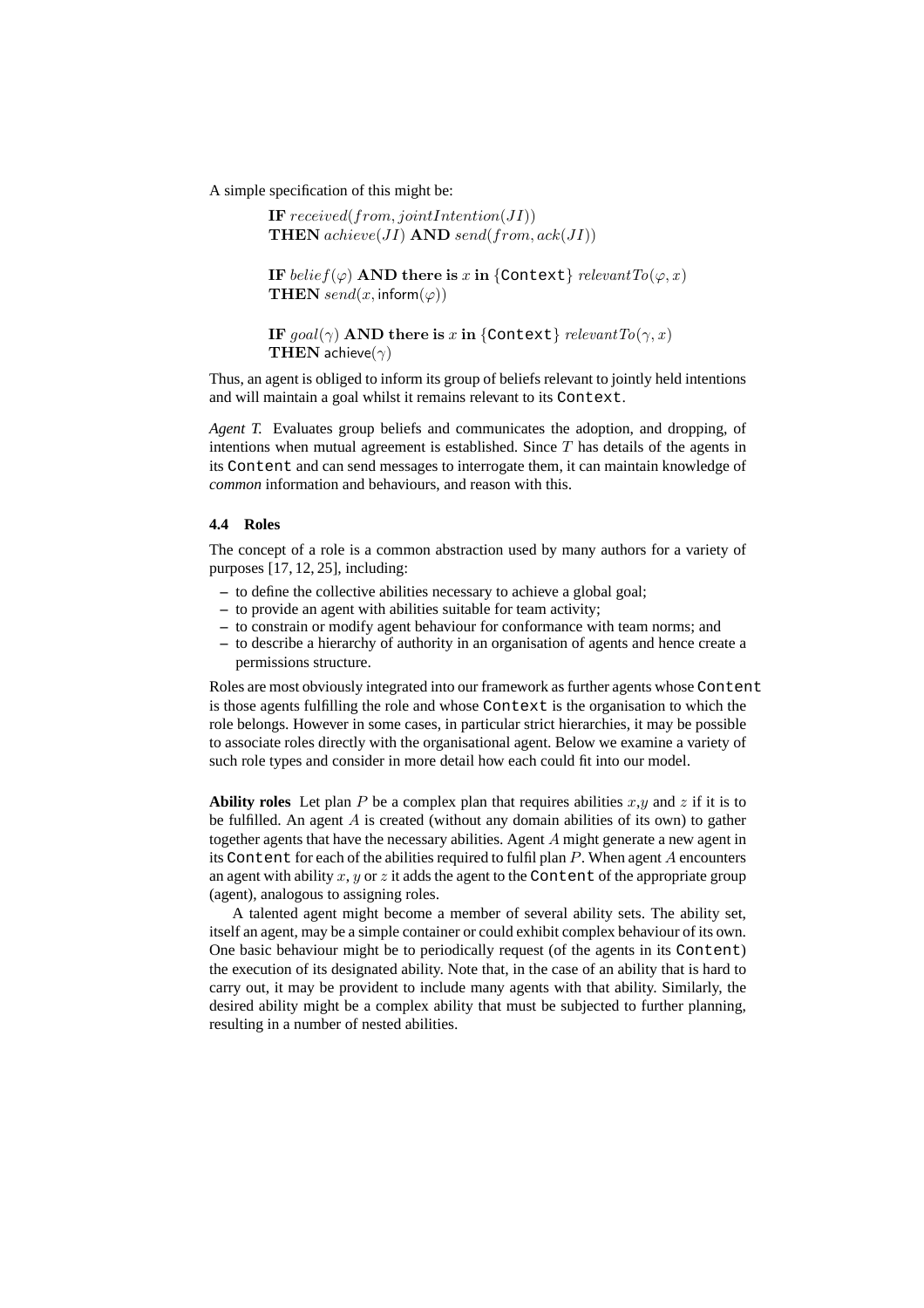A simple specification of this might be:

$$
\begin{array}{l}
\textbf{IF } received(from, jointIntention(JI)) \\
\textbf{THEN } achieve(JI) \textbf{ AND } send(from, ack(JI))
\end{array}
$$

$$
\begin{array}{l}
\textbf{IF } belief(\varphi) \textbf{ AND there is } x \textbf{ in } \{\texttt{Context}\} \; relevantTo(\varphi, x) \\
\textbf{THEN } send(x, \mathsf{inform}(\varphi))
\end{array}
$$

$$
\begin{array}{l}
\textbf{IF } goal(\gamma) \textbf{ AND there is } x \textbf{ in } \{\texttt{Context}\} \; relevantTo(\gamma, x) \\
\textbf{THEN } \mathsf{achieve}(\gamma)
\end{array}
$$

Thus, an agent is obliged to inform its group of beliefs relevant to jointly held intentions and will maintain a goal whilst it remains relevant to its `Context`.

*Agent T.* Evaluates group beliefs and communicates the adoption, and dropping, of intentions when mutual agreement is established. Since $T$ has details of the agents in its `Content` and can send messages to interrogate them, it can maintain knowledge of *common* information and behaviours, and reason with this.

### 4.4 Roles

The concept of a role is a common abstraction used by many authors for a variety of purposes [17, 12, 25], including:

- to define the collective abilities necessary to achieve a global goal;
- to provide an agent with abilities suitable for team activity;
- to constrain or modify agent behaviour for conformance with team norms; and
- to describe a hierarchy of authority in an organisation of agents and hence create a permissions structure.

Roles are most obviously integrated into our framework as further agents whose `Content` is those agents fulfilling the role and whose `Context` is the organisation to which the role belongs. However in some cases, in particular strict hierarchies, it may be possible to associate roles directly with the organisational agent. Below we examine a variety of such role types and consider in more detail how each could fit into our model.

**Ability roles** Let plan $P$ be a complex plan that requires abilities $x$,$y$ and $z$ if it is to be fulfilled. An agent $A$ is created (without any domain abilities of its own) to gather together agents that have the necessary abilities. Agent $A$ might generate a new agent in its `Content` for each of the abilities required to fulfil plan $P$. When agent $A$ encounters an agent with ability $x$, $y$ or $z$ it adds the agent to the `Content` of the appropriate group (agent), analogous to assigning roles.

A talented agent might become a member of several ability sets. The ability set, itself an agent, may be a simple container or could exhibit complex behaviour of its own. One basic behaviour might be to periodically request (of the agents in its `Content`) the execution of its designated ability. Note that, in the case of an ability that is hard to carry out, it may be provident to include many agents with that ability. Similarly, the desired ability might be a complex ability that must be subjected to further planning, resulting in a number of nested abilities.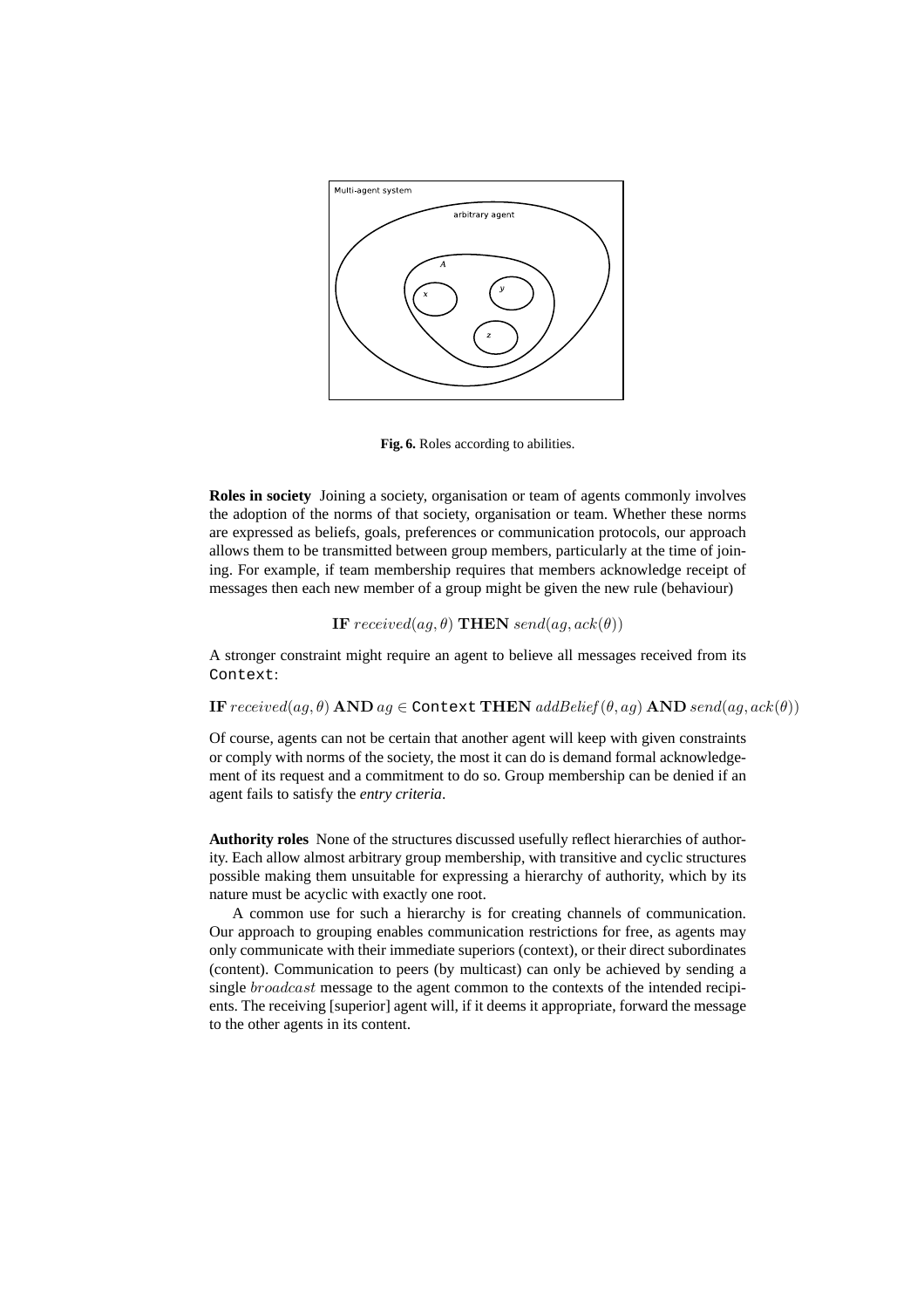Fig. 6. Roles according to abilities.

**Roles in society** Joining a society, organisation or team of agents commonly involves the adoption of the norms of that society, organisation or team. Whether these norms are expressed as beliefs, goals, preferences or communication protocols, our approach allows them to be transmitted between group members, particularly at the time of joining. For example, if team membership requires that members acknowledge receipt of messages then each new member of a group might be given the new rule (behaviour)

$$\textbf{IF } received(ag, \theta) \textbf{ THEN } send(ag, ack(\theta))$$

A stronger constraint might require an agent to believe all messages received from its `Context`:

$$\textbf{IF } received(ag, \theta) \textbf{ AND } ag \in \texttt{Context} \textbf{ THEN } addBelief(\theta, ag) \textbf{ AND } send(ag, ack(\theta))$$

Of course, agents can not be certain that another agent will keep with given constraints or comply with norms of the society, the most it can do is demand formal acknowledgement of its request and a commitment to do so. Group membership can be denied if an agent fails to satisfy the *entry criteria*.

**Authority roles** None of the structures discussed usefully reflect hierarchies of authority. Each allow almost arbitrary group membership, with transitive and cyclic structures possible making them unsuitable for expressing a hierarchy of authority, which by its nature must be acyclic with exactly one root.

A common use for such a hierarchy is for creating channels of communication. Our approach to grouping enables communication restrictions for free, as agents may only communicate with their immediate superiors (context), or their direct subordinates (content). Communication to peers (by multicast) can only be achieved by sending a single $broadcast$ message to the agent common to the contexts of the intended recipients. The receiving [superior] agent will, if it deems it appropriate, forward the message to the other agents in its content.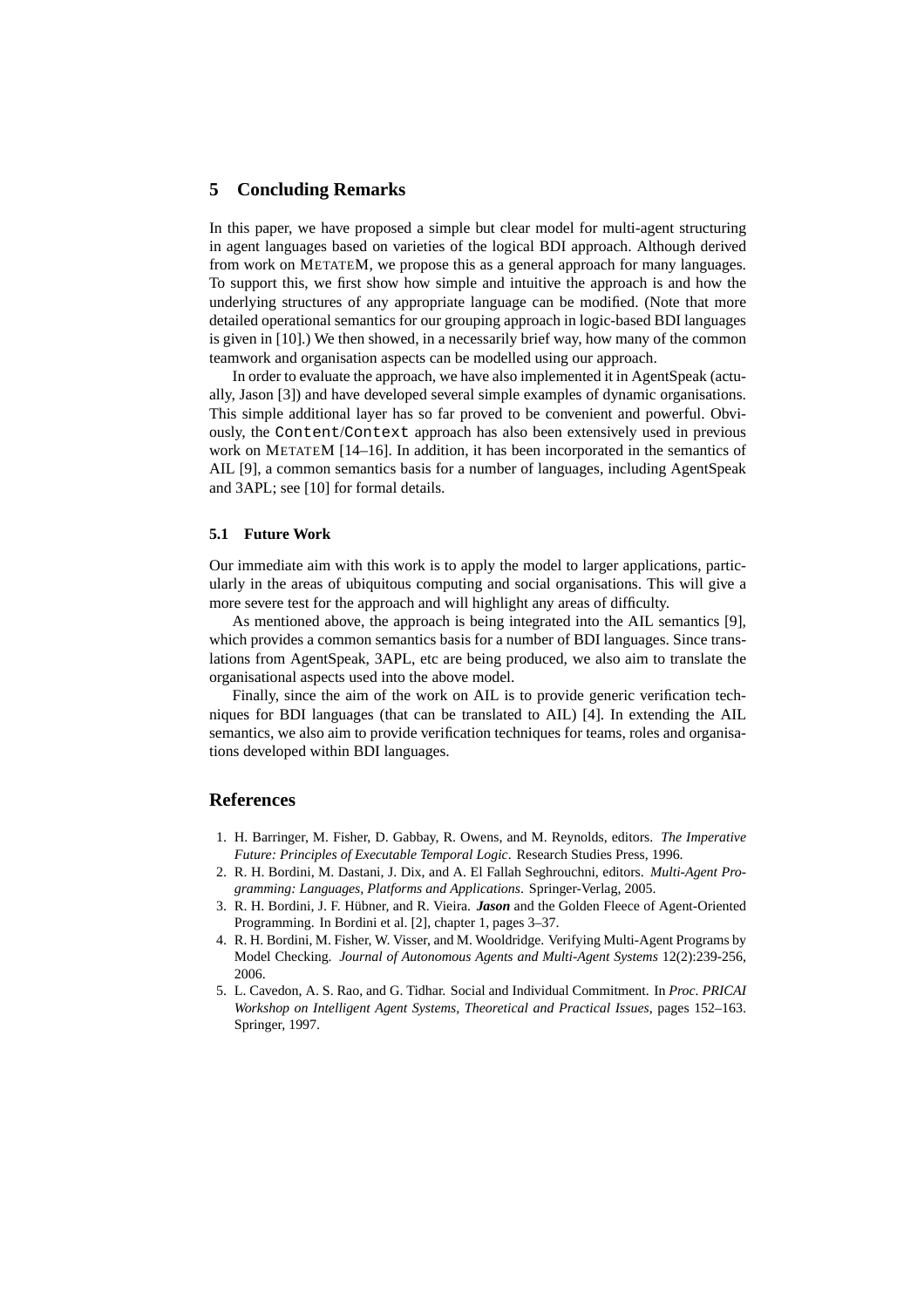## 5 Concluding Remarks

In this paper, we have proposed a simple but clear model for multi-agent structuring in agent languages based on varieties of the logical BDI approach. Although derived from work on METATEM, we propose this as a general approach for many languages. To support this, we first show how simple and intuitive the approach is and how the underlying structures of any appropriate language can be modified. (Note that more detailed operational semantics for our grouping approach in logic-based BDI languages is given in [10].) We then showed, in a necessarily brief way, how many of the common teamwork and organisation aspects can be modelled using our approach.

In order to evaluate the approach, we have also implemented it in AgentSpeak (actually, Jason [3]) and have developed several simple examples of dynamic organisations. This simple additional layer has so far proved to be convenient and powerful. Obviously, the `Content`/`Context` approach has also been extensively used in previous work on METATEM [14–16]. In addition, it has been incorporated in the semantics of AIL [9], a common semantics basis for a number of languages, including AgentSpeak and 3APL; see [10] for formal details.

### 5.1 Future Work

Our immediate aim with this work is to apply the model to larger applications, particularly in the areas of ubiquitous computing and social organisations. This will give a more severe test for the approach and will highlight any areas of difficulty.

As mentioned above, the approach is being integrated into the AIL semantics [9], which provides a common semantics basis for a number of BDI languages. Since translations from AgentSpeak, 3APL, etc are being produced, we also aim to translate the organisational aspects used into the above model.

Finally, since the aim of the work on AIL is to provide generic verification techniques for BDI languages (that can be translated to AIL) [4]. In extending the AIL semantics, we also aim to provide verification techniques for teams, roles and organisations developed within BDI languages.

## References

1. H. Barringer, M. Fisher, D. Gabbay, R. Owens, and M. Reynolds, editors. *The Imperative Future: Principles of Executable Temporal Logic*. Research Studies Press, 1996.
2. R. H. Bordini, M. Dastani, J. Dix, and A. El Fallah Seghrouchni, editors. *Multi-Agent Programming: Languages, Platforms and Applications*. Springer-Verlag, 2005.
3. R. H. Bordini, J. F. Hübner, and R. Vieira. ***Jason*** and the Golden Fleece of Agent-Oriented Programming. In Bordini et al. [2], chapter 1, pages 3–37.
4. R. H. Bordini, M. Fisher, W. Visser, and M. Wooldridge. Verifying Multi-Agent Programs by Model Checking. *Journal of Autonomous Agents and Multi-Agent Systems* 12(2):239-256, 2006.
5. L. Cavedon, A. S. Rao, and G. Tidhar. Social and Individual Commitment. In *Proc. PRICAI Workshop on Intelligent Agent Systems, Theoretical and Practical Issues*, pages 152–163. Springer, 1997.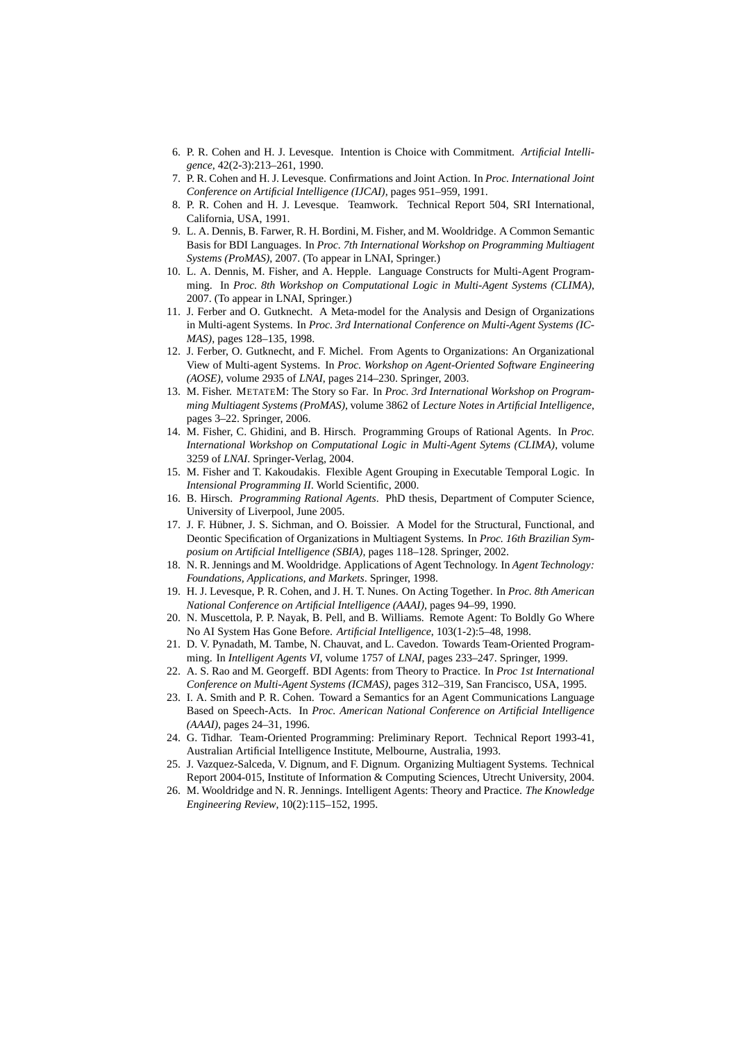6. P. R. Cohen and H. J. Levesque. Intention is Choice with Commitment. *Artificial Intelligence*, 42(2-3):213–261, 1990.
7. P. R. Cohen and H. J. Levesque. Confirmations and Joint Action. In *Proc. International Joint Conference on Artificial Intelligence (IJCAI)*, pages 951–959, 1991.
8. P. R. Cohen and H. J. Levesque. Teamwork. Technical Report 504, SRI International, California, USA, 1991.
9. L. A. Dennis, B. Farwer, R. H. Bordini, M. Fisher, and M. Wooldridge. A Common Semantic Basis for BDI Languages. In *Proc. 7th International Workshop on Programming Multiagent Systems (ProMAS)*, 2007. (To appear in LNAI, Springer.)
10. L. A. Dennis, M. Fisher, and A. Hepple. Language Constructs for Multi-Agent Programming. In *Proc. 8th Workshop on Computational Logic in Multi-Agent Systems (CLIMA)*, 2007. (To appear in LNAI, Springer.)
11. J. Ferber and O. Gutknecht. A Meta-model for the Analysis and Design of Organizations in Multi-agent Systems. In *Proc. 3rd International Conference on Multi-Agent Systems (ICMAS)*, pages 128–135, 1998.
12. J. Ferber, O. Gutknecht, and F. Michel. From Agents to Organizations: An Organizational View of Multi-agent Systems. In *Proc. Workshop on Agent-Oriented Software Engineering (AOSE)*, volume 2935 of *LNAI*, pages 214–230. Springer, 2003.
13. M. Fisher. METATEM: The Story so Far. In *Proc. 3rd International Workshop on Programming Multiagent Systems (ProMAS)*, volume 3862 of *Lecture Notes in Artificial Intelligence*, pages 3–22. Springer, 2006.
14. M. Fisher, C. Ghidini, and B. Hirsch. Programming Groups of Rational Agents. In *Proc. International Workshop on Computational Logic in Multi-Agent Sytems (CLIMA)*, volume 3259 of *LNAI*. Springer-Verlag, 2004.
15. M. Fisher and T. Kakoudakis. Flexible Agent Grouping in Executable Temporal Logic. In *Intensional Programming II*. World Scientific, 2000.
16. B. Hirsch. *Programming Rational Agents*. PhD thesis, Department of Computer Science, University of Liverpool, June 2005.
17. J. F. Hübner, J. S. Sichman, and O. Boissier. A Model for the Structural, Functional, and Deontic Specification of Organizations in Multiagent Systems. In *Proc. 16th Brazilian Symposium on Artificial Intelligence (SBIA)*, pages 118–128. Springer, 2002.
18. N. R. Jennings and M. Wooldridge. Applications of Agent Technology. In *Agent Technology: Foundations, Applications, and Markets*. Springer, 1998.
19. H. J. Levesque, P. R. Cohen, and J. H. T. Nunes. On Acting Together. In *Proc. 8th American National Conference on Artificial Intelligence (AAAI)*, pages 94–99, 1990.
20. N. Muscettola, P. P. Nayak, B. Pell, and B. Williams. Remote Agent: To Boldly Go Where No AI System Has Gone Before. *Artificial Intelligence*, 103(1-2):5–48, 1998.
21. D. V. Pynadath, M. Tambe, N. Chauvat, and L. Cavedon. Towards Team-Oriented Programming. In *Intelligent Agents VI*, volume 1757 of *LNAI*, pages 233–247. Springer, 1999.
22. A. S. Rao and M. Georgeff. BDI Agents: from Theory to Practice. In *Proc 1st International Conference on Multi-Agent Systems (ICMAS)*, pages 312–319, San Francisco, USA, 1995.
23. I. A. Smith and P. R. Cohen. Toward a Semantics for an Agent Communications Language Based on Speech-Acts. In *Proc. American National Conference on Artificial Intelligence (AAAI)*, pages 24–31, 1996.
24. G. Tidhar. Team-Oriented Programming: Preliminary Report. Technical Report 1993-41, Australian Artificial Intelligence Institute, Melbourne, Australia, 1993.
25. J. Vazquez-Salceda, V. Dignum, and F. Dignum. Organizing Multiagent Systems. Technical Report 2004-015, Institute of Information & Computing Sciences, Utrecht University, 2004.
26. M. Wooldridge and N. R. Jennings. Intelligent Agents: Theory and Practice. *The Knowledge Engineering Review*, 10(2):115–152, 1995.